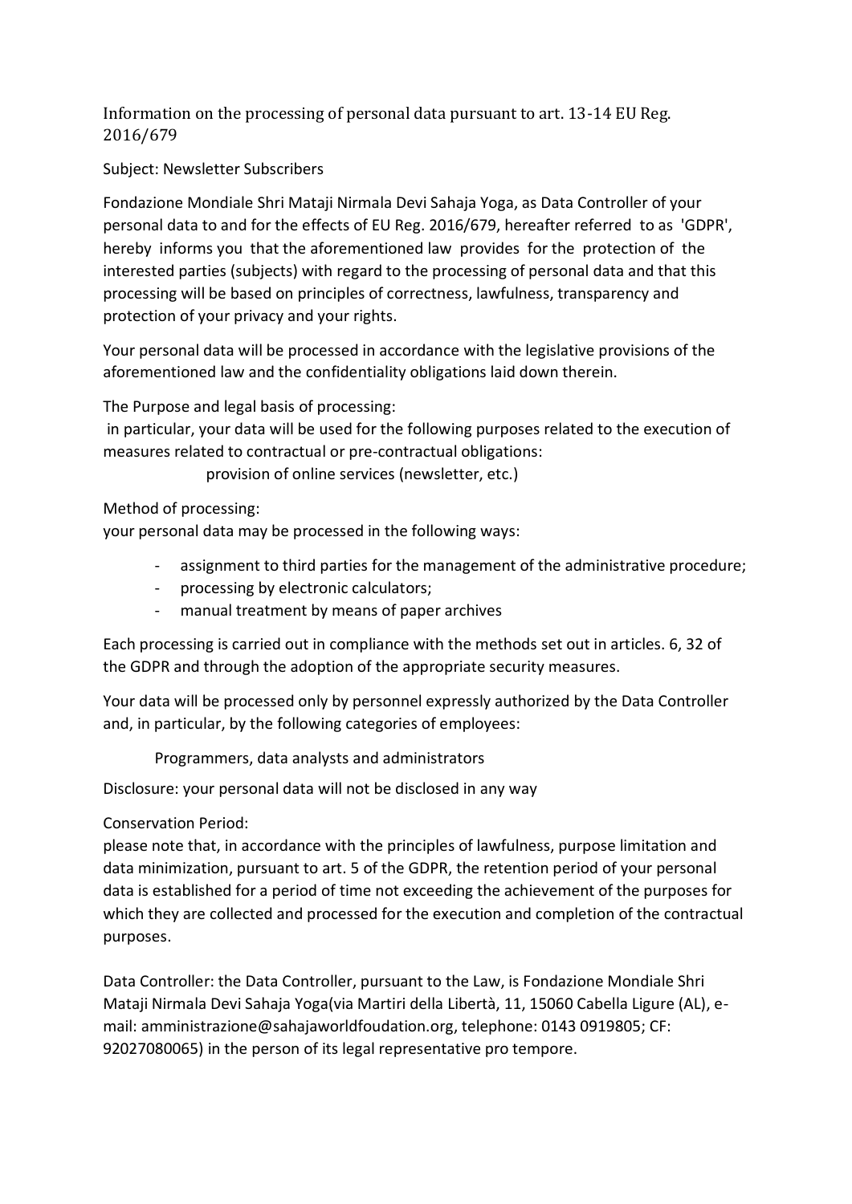## Information on the processing of personal data pursuant to art. 13-14 EU Reg. 2016/679

Subject: Newsletter Subscribers

Fondazione Mondiale Shri Mataji Nirmala Devi Sahaja Yoga, as Data Controller of your personal data to and for the effects of EU Reg. 2016/679, hereafter referred to as 'GDPR', hereby informs you that the aforementioned law provides for the protection of the interested parties (subjects) with regard to the processing of personal data and that this processing will be based on principles of correctness, lawfulness, transparency and protection of your privacy and your rights.

Your personal data will be processed in accordance with the legislative provisions of the aforementioned law and the confidentiality obligations laid down therein.

The Purpose and legal basis of processing:
in particular, your data will be used for the following purposes related to the execution of measures related to contractual or pre-contractual obligations:

provision of online services (newsletter, etc.)

Method of processing:
your personal data may be processed in the following ways:

- assignment to third parties for the management of the administrative procedure;
- processing by electronic calculators;
- manual treatment by means of paper archives

Each processing is carried out in compliance with the methods set out in articles. 6, 32 of the GDPR and through the adoption of the appropriate security measures.

Your data will be processed only by personnel expressly authorized by the Data Controller and, in particular, by the following categories of employees:

Programmers, data analysts and administrators

Disclosure: your personal data will not be disclosed in any way

Conservation Period:
please note that, in accordance with the principles of lawfulness, purpose limitation and data minimization, pursuant to art. 5 of the GDPR, the retention period of your personal data is established for a period of time not exceeding the achievement of the purposes for which they are collected and processed for the execution and completion of the contractual purposes.

Data Controller: the Data Controller, pursuant to the Law, is Fondazione Mondiale Shri Mataji Nirmala Devi Sahaja Yoga(via Martiri della Libertà, 11, 15060 Cabella Ligure (AL), e-mail: amministrazione@sahajaworldfoudation.org, telephone: 0143 0919805; CF: 92027080065) in the person of its legal representative pro tempore.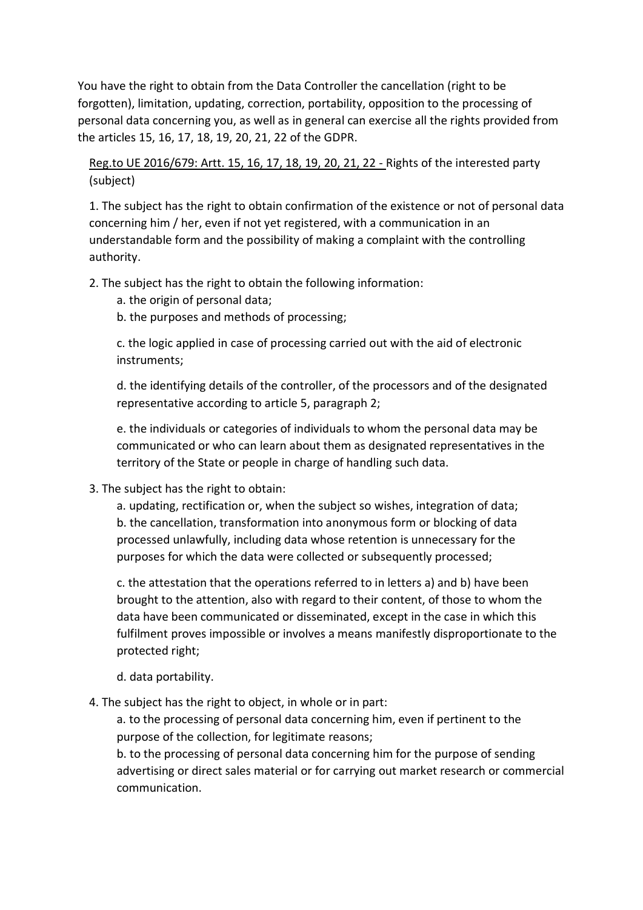You have the right to obtain from the Data Controller the cancellation (right to be forgotten), limitation, updating, correction, portability, opposition to the processing of personal data concerning you, as well as in general can exercise all the rights provided from the articles 15, 16, 17, 18, 19, 20, 21, 22 of the GDPR.

<u>Reg.to UE 2016/679: Artt. 15, 16, 17, 18, 19, 20, 21, 22 -</u> Rights of the interested party (subject)

1. The subject has the right to obtain confirmation of the existence or not of personal data concerning him / her, even if not yet registered, with a communication in an understandable form and the possibility of making a complaint with the controlling authority.

2. The subject has the right to obtain the following information:
   a. the origin of personal data;
   b. the purposes and methods of processing;
   c. the logic applied in case of processing carried out with the aid of electronic instruments;
   d. the identifying details of the controller, of the processors and of the designated representative according to article 5, paragraph 2;
   e. the individuals or categories of individuals to whom the personal data may be communicated or who can learn about them as designated representatives in the territory of the State or people in charge of handling such data.

3. The subject has the right to obtain:
   a. updating, rectification or, when the subject so wishes, integration of data;
   b. the cancellation, transformation into anonymous form or blocking of data processed unlawfully, including data whose retention is unnecessary for the purposes for which the data were collected or subsequently processed;
   c. the attestation that the operations referred to in letters a) and b) have been brought to the attention, also with regard to their content, of those to whom the data have been communicated or disseminated, except in the case in which this fulfilment proves impossible or involves a means manifestly disproportionate to the protected right;
   d. data portability.

4. The subject has the right to object, in whole or in part:
   a. to the processing of personal data concerning him, even if pertinent to the purpose of the collection, for legitimate reasons;
   b. to the processing of personal data concerning him for the purpose of sending advertising or direct sales material or for carrying out market research or commercial communication.